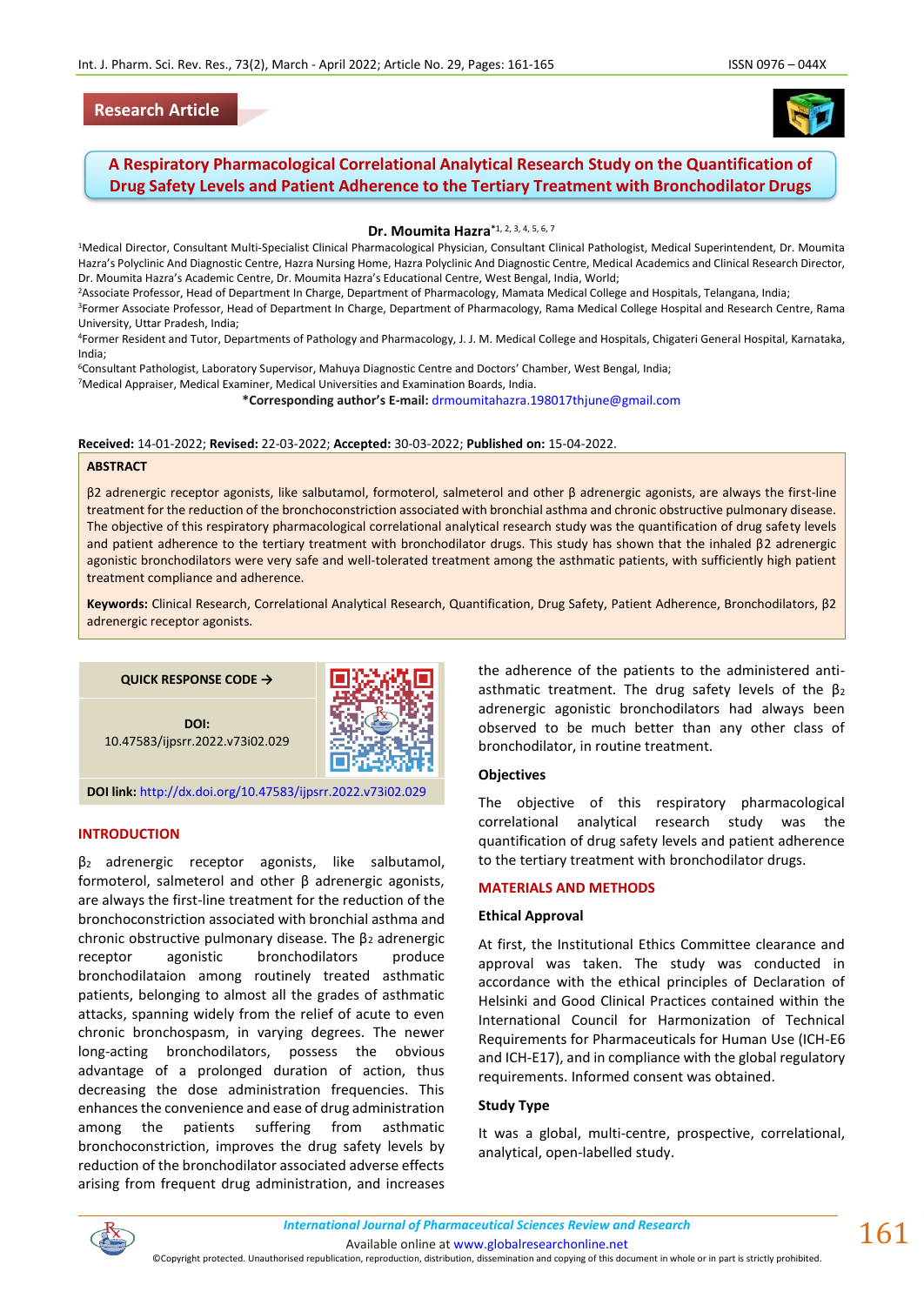Research Article

# A Respiratory Pharmacological Correlational Analytical Research Study on the Quantification of Drug Safety Levels and Patient Adherence to the Tertiary Treatment with Bronchodilator Drugs

**Dr. Moumita Hazra**[*1, 2, 3, 4, 5, 6, 7]

[1]Medical Director, Consultant Multi-Specialist Clinical Pharmacological Physician, Consultant Clinical Pathologist, Medical Superintendent, Dr. Moumita Hazra's Polyclinic And Diagnostic Centre, Hazra Nursing Home, Hazra Polyclinic And Diagnostic Centre, Medical Academics and Clinical Research Director, Dr. Moumita Hazra's Academic Centre, Dr. Moumita Hazra's Educational Centre, West Bengal, India, World;

[2]Associate Professor, Head of Department In Charge, Department of Pharmacology, Mamata Medical College and Hospitals, Telangana, India;

[3]Former Associate Professor, Head of Department In Charge, Department of Pharmacology, Rama Medical College Hospital and Research Centre, Rama University, Uttar Pradesh, India;

[4]Former Resident and Tutor, Departments of Pathology and Pharmacology, J. J. M. Medical College and Hospitals, Chigateri General Hospital, Karnataka, India;

[6]Consultant Pathologist, Laboratory Supervisor, Mahuya Diagnostic Centre and Doctors' Chamber, West Bengal, India;

[7]Medical Appraiser, Medical Examiner, Medical Universities and Examination Boards, India.

**\*Corresponding author's E-mail:** drmoumitahazra.198017thjune@gmail.com

**Received:** 14-01-2022; **Revised:** 22-03-2022; **Accepted:** 30-03-2022; **Published on:** 15-04-2022.

## ABSTRACT

β2 adrenergic receptor agonists, like salbutamol, formoterol, salmeterol and other β adrenergic agonists, are always the first-line treatment for the reduction of the bronchoconstriction associated with bronchial asthma and chronic obstructive pulmonary disease. The objective of this respiratory pharmacological correlational analytical research study was the quantification of drug safety levels and patient adherence to the tertiary treatment with bronchodilator drugs. This study has shown that the inhaled β2 adrenergic agonistic bronchodilators were very safe and well-tolerated treatment among the asthmatic patients, with sufficiently high patient treatment compliance and adherence.

**Keywords:** Clinical Research, Correlational Analytical Research, Quantification, Drug Safety, Patient Adherence, Bronchodilators, β2 adrenergic receptor agonists.

**QUICK RESPONSE CODE →**

**DOI:** 10.47583/ijpsrr.2022.v73i02.029

**DOI link:** http://dx.doi.org/10.47583/ijpsrr.2022.v73i02.029

## INTRODUCTION

$\beta_2$ adrenergic receptor agonists, like salbutamol, formoterol, salmeterol and other β adrenergic agonists, are always the first-line treatment for the reduction of the bronchoconstriction associated with bronchial asthma and chronic obstructive pulmonary disease. The $\beta_2$ adrenergic receptor agonistic bronchodilators produce bronchodilataion among routinely treated asthmatic patients, belonging to almost all the grades of asthmatic attacks, spanning widely from the relief of acute to even chronic bronchospasm, in varying degrees. The newer long-acting bronchodilators, possess the obvious advantage of a prolonged duration of action, thus decreasing the dose administration frequencies. This enhances the convenience and ease of drug administration among the patients suffering from asthmatic bronchoconstriction, improves the drug safety levels by reduction of the bronchodilator associated adverse effects arising from frequent drug administration, and increases the adherence of the patients to the administered anti-asthmatic treatment. The drug safety levels of the $\beta_2$ adrenergic agonistic bronchodilators had always been observed to be much better than any other class of bronchodilator, in routine treatment.

### Objectives

The objective of this respiratory pharmacological correlational analytical research study was the quantification of drug safety levels and patient adherence to the tertiary treatment with bronchodilator drugs.

## MATERIALS AND METHODS

### Ethical Approval

At first, the Institutional Ethics Committee clearance and approval was taken. The study was conducted in accordance with the ethical principles of Declaration of Helsinki and Good Clinical Practices contained within the International Council for Harmonization of Technical Requirements for Pharmaceuticals for Human Use (ICH-E6 and ICH-E17), and in compliance with the global regulatory requirements. Informed consent was obtained.

### Study Type

It was a global, multi-centre, prospective, correlational, analytical, open-labelled study.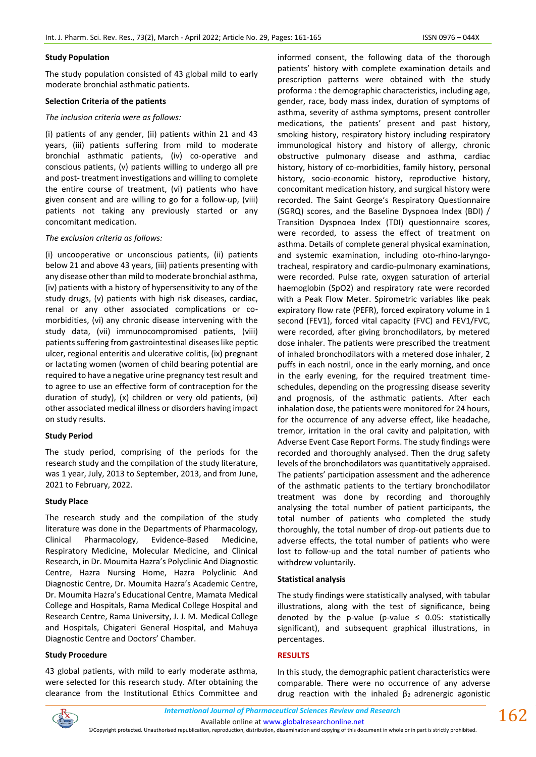### Study Population

The study population consisted of 43 global mild to early moderate bronchial asthmatic patients.

### Selection Criteria of the patients

*The inclusion criteria were as follows:*

(i) patients of any gender, (ii) patients within 21 and 43 years, (iii) patients suffering from mild to moderate bronchial asthmatic patients, (iv) co-operative and conscious patients, (v) patients willing to undergo all pre and post- treatment investigations and willing to complete the entire course of treatment, (vi) patients who have given consent and are willing to go for a follow-up, (viii) patients not taking any previously started or any concomitant medication.

*The exclusion criteria as follows:*

(i) uncooperative or unconscious patients, (ii) patients below 21 and above 43 years, (iii) patients presenting with any disease other than mild to moderate bronchial asthma, (iv) patients with a history of hypersensitivity to any of the study drugs, (v) patients with high risk diseases, cardiac, renal or any other associated complications or co-morbidities, (vi) any chronic disease intervening with the study data, (vii) immunocompromised patients, (viii) patients suffering from gastrointestinal diseases like peptic ulcer, regional enteritis and ulcerative colitis, (ix) pregnant or lactating women (women of child bearing potential are required to have a negative urine pregnancy test result and to agree to use an effective form of contraception for the duration of study), (x) children or very old patients, (xi) other associated medical illness or disorders having impact on study results.

### Study Period

The study period, comprising of the periods for the research study and the compilation of the study literature, was 1 year, July, 2013 to September, 2013, and from June, 2021 to February, 2022.

### Study Place

The research study and the compilation of the study literature was done in the Departments of Pharmacology, Clinical Pharmacology, Evidence-Based Medicine, Respiratory Medicine, Molecular Medicine, and Clinical Research, in Dr. Moumita Hazra's Polyclinic And Diagnostic Centre, Hazra Nursing Home, Hazra Polyclinic And Diagnostic Centre, Dr. Moumita Hazra's Academic Centre, Dr. Moumita Hazra's Educational Centre, Mamata Medical College and Hospitals, Rama Medical College Hospital and Research Centre, Rama University, J. J. M. Medical College and Hospitals, Chigateri General Hospital, and Mahuya Diagnostic Centre and Doctors' Chamber.

### Study Procedure

43 global patients, with mild to early moderate asthma, were selected for this research study. After obtaining the clearance from the Institutional Ethics Committee and informed consent, the following data of the thorough patients' history with complete examination details and prescription patterns were obtained with the study proforma : the demographic characteristics, including age, gender, race, body mass index, duration of symptoms of asthma, severity of asthma symptoms, present controller medications, the patients' present and past history, smoking history, respiratory history including respiratory immunological history and history of allergy, chronic obstructive pulmonary disease and asthma, cardiac history, history of co-morbidities, family history, personal history, socio-economic history, reproductive history, concomitant medication history, and surgical history were recorded. The Saint George's Respiratory Questionnaire (SGRQ) scores, and the Baseline Dyspnoea Index (BDI) / Transition Dyspnoea Index (TDI) questionnaire scores, were recorded, to assess the effect of treatment on asthma. Details of complete general physical examination, and systemic examination, including oto-rhino-laryngo-tracheal, respiratory and cardio-pulmonary examinations, were recorded. Pulse rate, oxygen saturation of arterial haemoglobin ($SpO_2$) and respiratory rate were recorded with a Peak Flow Meter. Spirometric variables like peak expiratory flow rate (PEFR), forced expiratory volume in 1 second ($FEV_1$), forced vital capacity (FVC) and $FEV_1$/FVC, were recorded, after giving bronchodilators, by metered dose inhaler. The patients were prescribed the treatment of inhaled bronchodilators with a metered dose inhaler, 2 puffs in each nostril, once in the early morning, and once in the early evening, for the required treatment time-schedules, depending on the progressing disease severity and prognosis, of the asthmatic patients. After each inhalation dose, the patients were monitored for 24 hours, for the occurrence of any adverse effect, like headache, tremor, irritation in the oral cavity and palpitation, with Adverse Event Case Report Forms. The study findings were recorded and thoroughly analysed. Then the drug safety levels of the bronchodilators was quantitatively appraised. The patients' participation assessment and the adherence of the asthmatic patients to the tertiary bronchodilator treatment was done by recording and thoroughly analysing the total number of patient participants, the total number of patients who completed the study thoroughly, the total number of drop-out patients due to adverse effects, the total number of patients who were lost to follow-up and the total number of patients who withdrew voluntarily.

### Statistical analysis

The study findings were statistically analysed, with tabular illustrations, along with the test of significance, being denoted by the p-value (p-value $\leq$ 0.05: statistically significant), and subsequent graphical illustrations, in percentages.

## RESULTS

In this study, the demographic patient characteristics were comparable. There were no occurrence of any adverse drug reaction with the inhaled $\beta_2$ adrenergic agonistic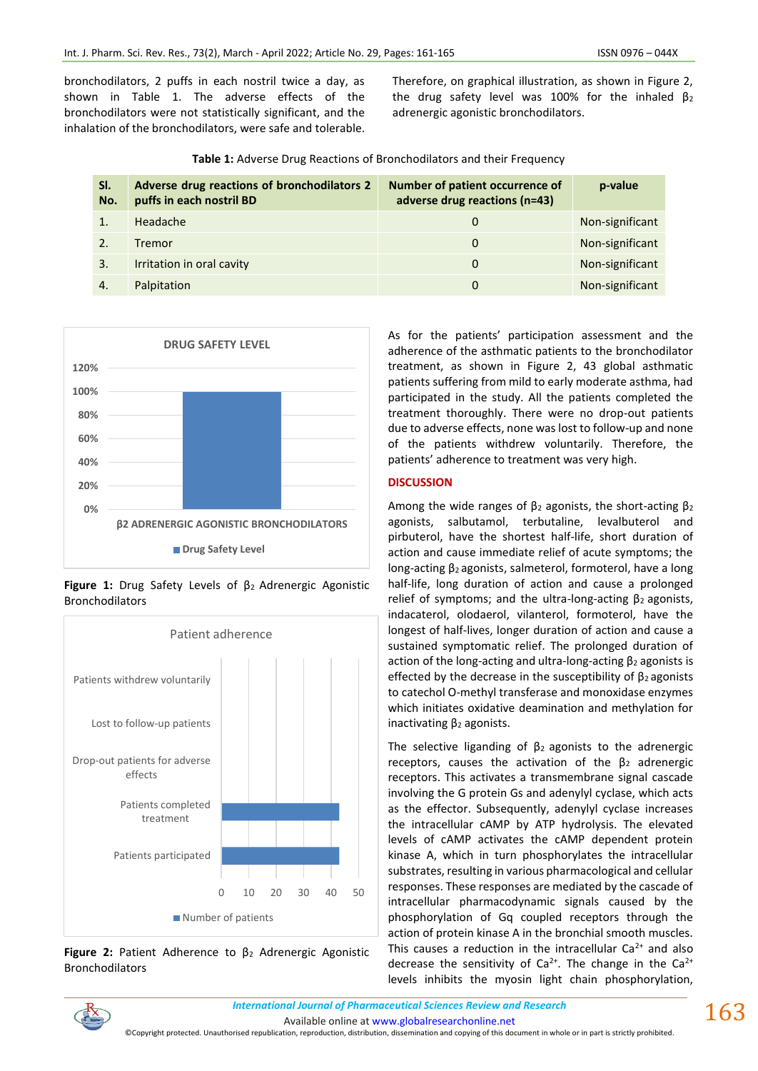bronchodilators, 2 puffs in each nostril twice a day, as shown in Table 1. The adverse effects of the bronchodilators were not statistically significant, and the inhalation of the bronchodilators, were safe and tolerable.

Therefore, on graphical illustration, as shown in Figure 2, the drug safety level was 100% for the inhaled $\beta_2$ adrenergic agonistic bronchodilators.

**Table 1:** Adverse Drug Reactions of Bronchodilators and their Frequency

| Sl. No. | Adverse drug reactions of bronchodilators 2 puffs in each nostril BD | Number of patient occurrence of adverse drug reactions (n=43) | p-value |
|---|---|---|---|
| 1. | Headache | 0 | Non-significant |
| 2. | Tremor | 0 | Non-significant |
| 3. | Irritation in oral cavity | 0 | Non-significant |
| 4. | Palpitation | 0 | Non-significant |

**Figure 1:** Drug Safety Levels of $\beta_2$ Adrenergic Agonistic Bronchodilators

**Figure 2:** Patient Adherence to $\beta_2$ Adrenergic Agonistic Bronchodilators

As for the patients' participation assessment and the adherence of the asthmatic patients to the bronchodilator treatment, as shown in Figure 2, 43 global asthmatic patients suffering from mild to early moderate asthma, had participated in the study. All the patients completed the treatment thoroughly. There were no drop-out patients due to adverse effects, none was lost to follow-up and none of the patients withdrew voluntarily. Therefore, the patients' adherence to treatment was very high.

## DISCUSSION

Among the wide ranges of $\beta_2$ agonists, the short-acting $\beta_2$ agonists, salbutamol, terbutaline, levalbuterol and pirbuterol, have the shortest half-life, short duration of action and cause immediate relief of acute symptoms; the long-acting $\beta_2$ agonists, salmeterol, formoterol, have a long half-life, long duration of action and cause a prolonged relief of symptoms; and the ultra-long-acting $\beta_2$ agonists, indacaterol, olodaerol, vilanterol, formoterol, have the longest of half-lives, longer duration of action and cause a sustained symptomatic relief. The prolonged duration of action of the long-acting and ultra-long-acting $\beta_2$ agonists is effected by the decrease in the susceptibility of $\beta_2$ agonists to catechol O-methyl transferase and monoxidase enzymes which initiates oxidative deamination and methylation for inactivating $\beta_2$ agonists.

The selective liganding of $\beta_2$ agonists to the adrenergic receptors, causes the activation of the $\beta_2$ adrenergic receptors. This activates a transmembrane signal cascade involving the G protein Gs and adenylyl cyclase, which acts as the effector. Subsequently, adenylyl cyclase increases the intracellular cAMP by ATP hydrolysis. The elevated levels of cAMP activates the cAMP dependent protein kinase A, which in turn phosphorylates the intracellular substrates, resulting in various pharmacological and cellular responses. These responses are mediated by the cascade of intracellular pharmacodynamic signals caused by the phosphorylation of Gq coupled receptors through the action of protein kinase A in the bronchial smooth muscles. This causes a reduction in the intracellular $Ca^{2+}$ and also decrease the sensitivity of $Ca^{2+}$. The change in the $Ca^{2+}$ levels inhibits the myosin light chain phosphorylation,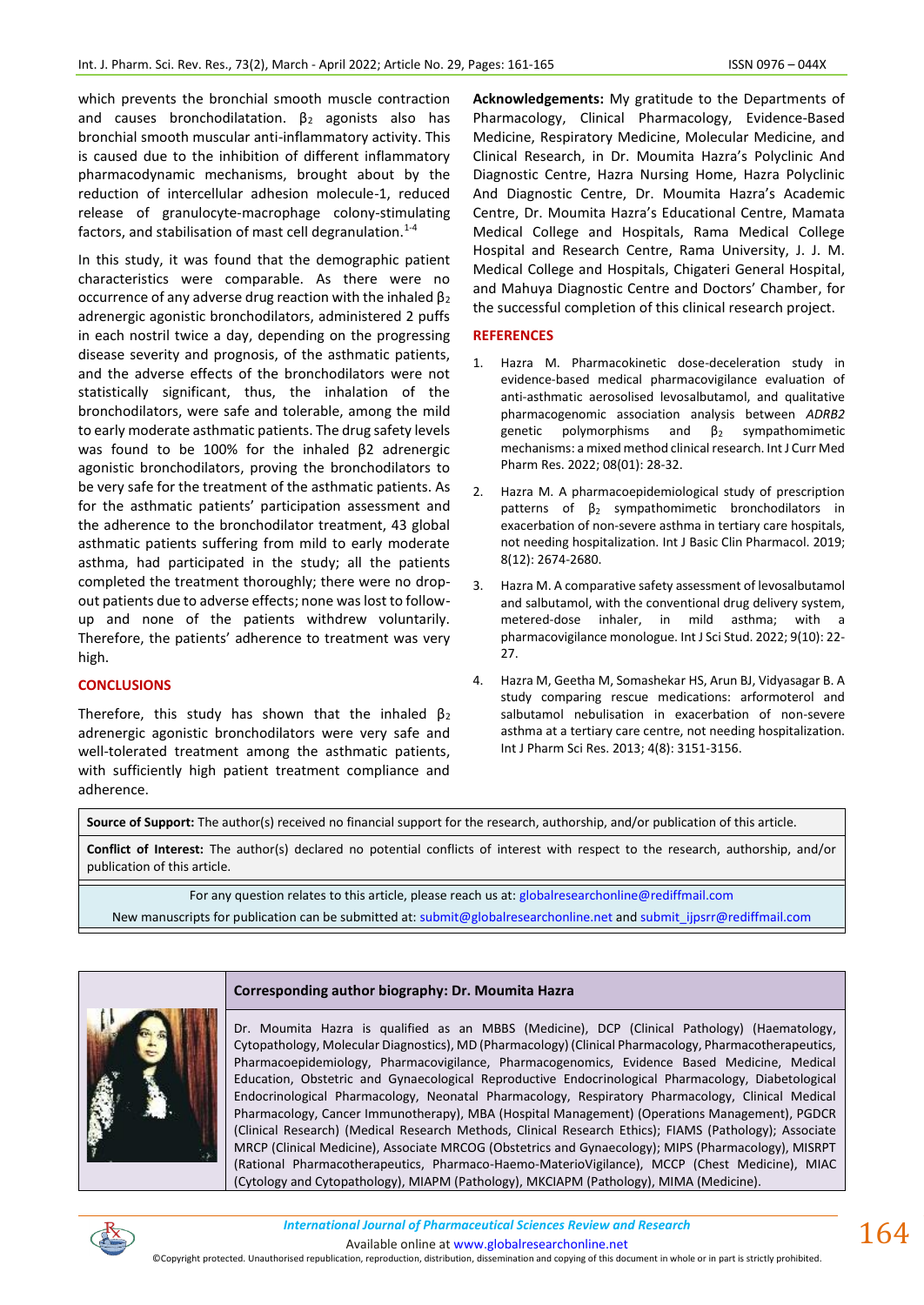which prevents the bronchial smooth muscle contraction and causes bronchodilatation. $\beta_2$ agonists also has bronchial smooth muscular anti-inflammatory activity. This is caused due to the inhibition of different inflammatory pharmacodynamic mechanisms, brought about by the reduction of intercellular adhesion molecule-1, reduced release of granulocyte-macrophage colony-stimulating factors, and stabilisation of mast cell degranulation.[1-4]

In this study, it was found that the demographic patient characteristics were comparable. As there were no occurrence of any adverse drug reaction with the inhaled $\beta_2$ adrenergic agonistic bronchodilators, administered 2 puffs in each nostril twice a day, depending on the progressing disease severity and prognosis, of the asthmatic patients, and the adverse effects of the bronchodilators were not statistically significant, thus, the inhalation of the bronchodilators, were safe and tolerable, among the mild to early moderate asthmatic patients. The drug safety levels was found to be 100% for the inhaled β2 adrenergic agonistic bronchodilators, proving the bronchodilators to be very safe for the treatment of the asthmatic patients. As for the asthmatic patients' participation assessment and the adherence to the bronchodilator treatment, 43 global asthmatic patients suffering from mild to early moderate asthma, had participated in the study; all the patients completed the treatment thoroughly; there were no drop-out patients due to adverse effects; none was lost to follow-up and none of the patients withdrew voluntarily. Therefore, the patients' adherence to treatment was very high.

## CONCLUSIONS

Therefore, this study has shown that the inhaled $\beta_2$ adrenergic agonistic bronchodilators were very safe and well-tolerated treatment among the asthmatic patients, with sufficiently high patient treatment compliance and adherence.

**Acknowledgements:** My gratitude to the Departments of Pharmacology, Clinical Pharmacology, Evidence-Based Medicine, Respiratory Medicine, Molecular Medicine, and Clinical Research, in Dr. Moumita Hazra's Polyclinic And Diagnostic Centre, Hazra Nursing Home, Hazra Polyclinic And Diagnostic Centre, Dr. Moumita Hazra's Academic Centre, Dr. Moumita Hazra's Educational Centre, Mamata Medical College and Hospitals, Rama Medical College Hospital and Research Centre, Rama University, J. J. M. Medical College and Hospitals, Chigateri General Hospital, and Mahuya Diagnostic Centre and Doctors' Chamber, for the successful completion of this clinical research project.

## REFERENCES

1. Hazra M. Pharmacokinetic dose-deceleration study in evidence-based medical pharmacovigilance evaluation of anti-asthmatic aerosolised levosalbutamol, and qualitative pharmacogenomic association analysis between *ADRB2* genetic polymorphisms and $\beta_2$ sympathomimetic mechanisms: a mixed method clinical research. Int J Curr Med Pharm Res. 2022; 08(01): 28-32.
2. Hazra M. A pharmacoepidemiological study of prescription patterns of $\beta_2$ sympathomimetic bronchodilators in exacerbation of non-severe asthma in tertiary care hospitals, not needing hospitalization. Int J Basic Clin Pharmacol. 2019; 8(12): 2674-2680.
3. Hazra M. A comparative safety assessment of levosalbutamol and salbutamol, with the conventional drug delivery system, metered-dose inhaler, in mild asthma; with a pharmacovigilance monologue. Int J Sci Stud. 2022; 9(10): 22-27.
4. Hazra M, Geetha M, Somashekar HS, Arun BJ, Vidyasagar B. A study comparing rescue medications: arformoterol and salbutamol nebulisation in exacerbation of non-severe asthma at a tertiary care centre, not needing hospitalization. Int J Pharm Sci Res. 2013; 4(8): 3151-3156.

**Source of Support:** The author(s) received no financial support for the research, authorship, and/or publication of this article.

**Conflict of Interest:** The author(s) declared no potential conflicts of interest with respect to the research, authorship, and/or publication of this article.

For any question relates to this article, please reach us at: globalresearchonline@rediffmail.com

New manuscripts for publication can be submitted at: submit@globalresearchonline.net and submit_ijpsrr@rediffmail.com

**Corresponding author biography: Dr. Moumita Hazra**

Dr. Moumita Hazra is qualified as an MBBS (Medicine), DCP (Clinical Pathology) (Haematology, Cytopathology, Molecular Diagnostics), MD (Pharmacology) (Clinical Pharmacology, Pharmacotherapeutics, Pharmacoepidemiology, Pharmacovigilance, Pharmacogenomics, Evidence Based Medicine, Medical Education, Obstetric and Gynaecological Reproductive Endocrinological Pharmacology, Diabetological Endocrinological Pharmacology, Neonatal Pharmacology, Respiratory Pharmacology, Clinical Medical Pharmacology, Cancer Immunotherapy), MBA (Hospital Management) (Operations Management), PGDCR (Clinical Research) (Medical Research Methods, Clinical Research Ethics); FIAMS (Pathology); Associate MRCP (Clinical Medicine), Associate MRCOG (Obstetrics and Gynaecology); MIPS (Pharmacology), MISRPT (Rational Pharmacotherapeutics, Pharmaco-Haemo-MaterioVigilance), MCCP (Chest Medicine), MIAC (Cytology and Cytopathology), MIAPM (Pathology), MKCIAPM (Pathology), MIMA (Medicine).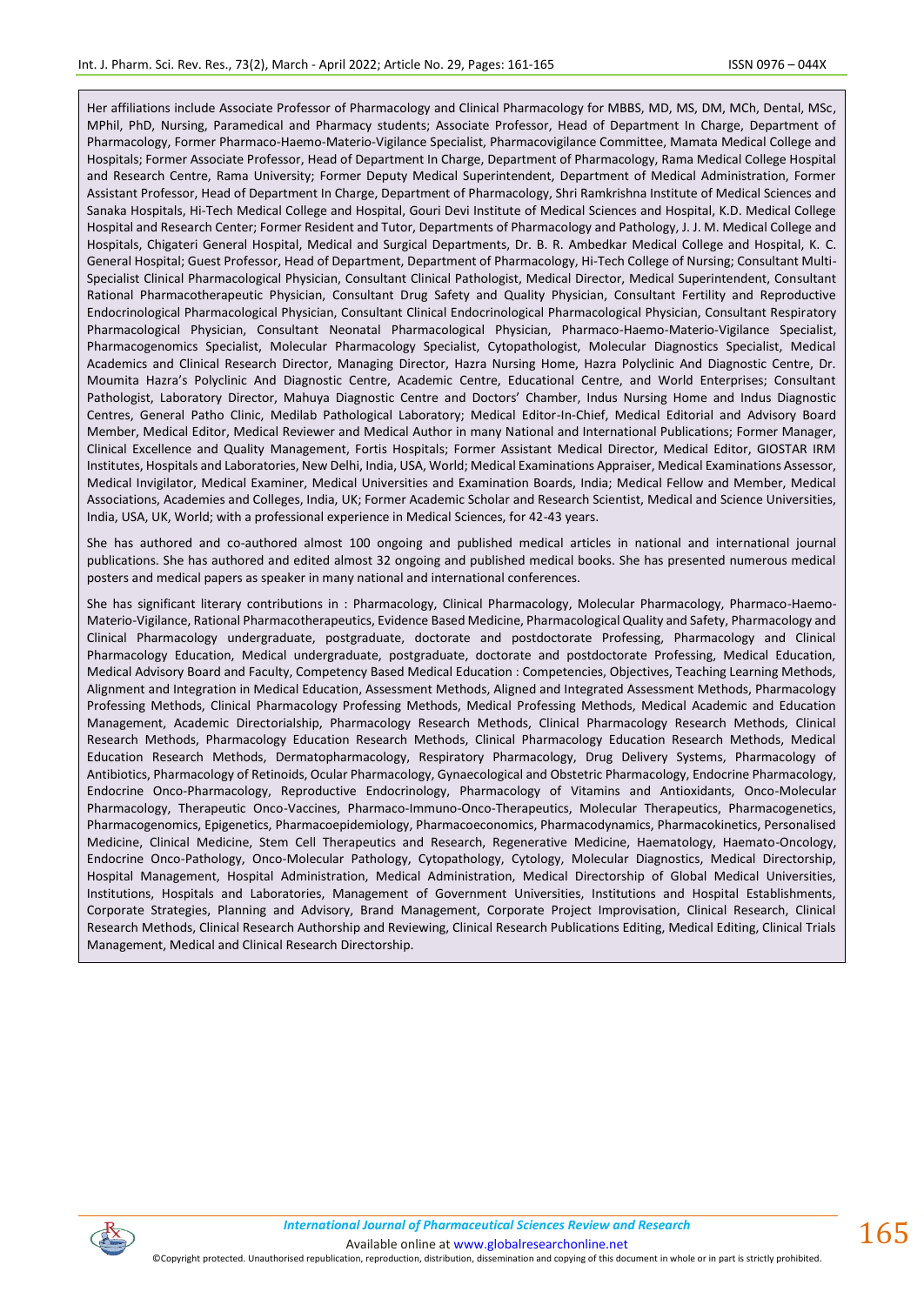Her affiliations include Associate Professor of Pharmacology and Clinical Pharmacology for MBBS, MD, MS, DM, MCh, Dental, MSc, MPhil, PhD, Nursing, Paramedical and Pharmacy students; Associate Professor, Head of Department In Charge, Department of Pharmacology, Former Pharmaco-Haemo-Materio-Vigilance Specialist, Pharmacovigilance Committee, Mamata Medical College and Hospitals; Former Associate Professor, Head of Department In Charge, Department of Pharmacology, Rama Medical College Hospital and Research Centre, Rama University; Former Deputy Medical Superintendent, Department of Medical Administration, Former Assistant Professor, Head of Department In Charge, Department of Pharmacology, Shri Ramkrishna Institute of Medical Sciences and Sanaka Hospitals, Hi-Tech Medical College and Hospital, Gouri Devi Institute of Medical Sciences and Hospital, K.D. Medical College Hospital and Research Center; Former Resident and Tutor, Departments of Pharmacology and Pathology, J. J. M. Medical College and Hospitals, Chigateri General Hospital, Medical and Surgical Departments, Dr. B. R. Ambedkar Medical College and Hospital, K. C. General Hospital; Guest Professor, Head of Department, Department of Pharmacology, Hi-Tech College of Nursing; Consultant Multi-Specialist Clinical Pharmacological Physician, Consultant Clinical Pathologist, Medical Director, Medical Superintendent, Consultant Rational Pharmacotherapeutic Physician, Consultant Drug Safety and Quality Physician, Consultant Fertility and Reproductive Endocrinological Pharmacological Physician, Consultant Clinical Endocrinological Pharmacological Physician, Consultant Respiratory Pharmacological Physician, Consultant Neonatal Pharmacological Physician, Pharmaco-Haemo-Materio-Vigilance Specialist, Pharmacogenomics Specialist, Molecular Pharmacology Specialist, Cytopathologist, Molecular Diagnostics Specialist, Medical Academics and Clinical Research Director, Managing Director, Hazra Nursing Home, Hazra Polyclinic And Diagnostic Centre, Dr. Moumita Hazra's Polyclinic And Diagnostic Centre, Academic Centre, Educational Centre, and World Enterprises; Consultant Pathologist, Laboratory Director, Mahuya Diagnostic Centre and Doctors' Chamber, Indus Nursing Home and Indus Diagnostic Centres, General Patho Clinic, Medilab Pathological Laboratory; Medical Editor-In-Chief, Medical Editorial and Advisory Board Member, Medical Editor, Medical Reviewer and Medical Author in many National and International Publications; Former Manager, Clinical Excellence and Quality Management, Fortis Hospitals; Former Assistant Medical Director, Medical Editor, GIOSTAR IRM Institutes, Hospitals and Laboratories, New Delhi, India, USA, World; Medical Examinations Appraiser, Medical Examinations Assessor, Medical Invigilator, Medical Examiner, Medical Universities and Examination Boards, India; Medical Fellow and Member, Medical Associations, Academies and Colleges, India, UK; Former Academic Scholar and Research Scientist, Medical and Science Universities, India, USA, UK, World; with a professional experience in Medical Sciences, for 42-43 years.

She has authored and co-authored almost 100 ongoing and published medical articles in national and international journal publications. She has authored and edited almost 32 ongoing and published medical books. She has presented numerous medical posters and medical papers as speaker in many national and international conferences.

She has significant literary contributions in : Pharmacology, Clinical Pharmacology, Molecular Pharmacology, Pharmaco-Haemo-Materio-Vigilance, Rational Pharmacotherapeutics, Evidence Based Medicine, Pharmacological Quality and Safety, Pharmacology and Clinical Pharmacology undergraduate, postgraduate, doctorate and postdoctorate Professing, Pharmacology and Clinical Pharmacology Education, Medical undergraduate, postgraduate, doctorate and postdoctorate Professing, Medical Education, Medical Advisory Board and Faculty, Competency Based Medical Education : Competencies, Objectives, Teaching Learning Methods, Alignment and Integration in Medical Education, Assessment Methods, Aligned and Integrated Assessment Methods, Pharmacology Professing Methods, Clinical Pharmacology Professing Methods, Medical Professing Methods, Medical Academic and Education Management, Academic Directorialship, Pharmacology Research Methods, Clinical Pharmacology Research Methods, Clinical Research Methods, Pharmacology Education Research Methods, Clinical Pharmacology Education Research Methods, Medical Education Research Methods, Dermatopharmacology, Respiratory Pharmacology, Drug Delivery Systems, Pharmacology of Antibiotics, Pharmacology of Retinoids, Ocular Pharmacology, Gynaecological and Obstetric Pharmacology, Endocrine Pharmacology, Endocrine Onco-Pharmacology, Reproductive Endocrinology, Pharmacology of Vitamins and Antioxidants, Onco-Molecular Pharmacology, Therapeutic Onco-Vaccines, Pharmaco-Immuno-Onco-Therapeutics, Molecular Therapeutics, Pharmacogenetics, Pharmacogenomics, Epigenetics, Pharmacoepidemiology, Pharmacoeconomics, Pharmacodynamics, Pharmacokinetics, Personalised Medicine, Clinical Medicine, Stem Cell Therapeutics and Research, Regenerative Medicine, Haematology, Haemato-Oncology, Endocrine Onco-Pathology, Onco-Molecular Pathology, Cytopathology, Cytology, Molecular Diagnostics, Medical Directorship, Hospital Management, Hospital Administration, Medical Administration, Medical Directorship of Global Medical Universities, Institutions, Hospitals and Laboratories, Management of Government Universities, Institutions and Hospital Establishments, Corporate Strategies, Planning and Advisory, Brand Management, Corporate Project Improvisation, Clinical Research, Clinical Research Methods, Clinical Research Authorship and Reviewing, Clinical Research Publications Editing, Medical Editing, Clinical Trials Management, Medical and Clinical Research Directorship.